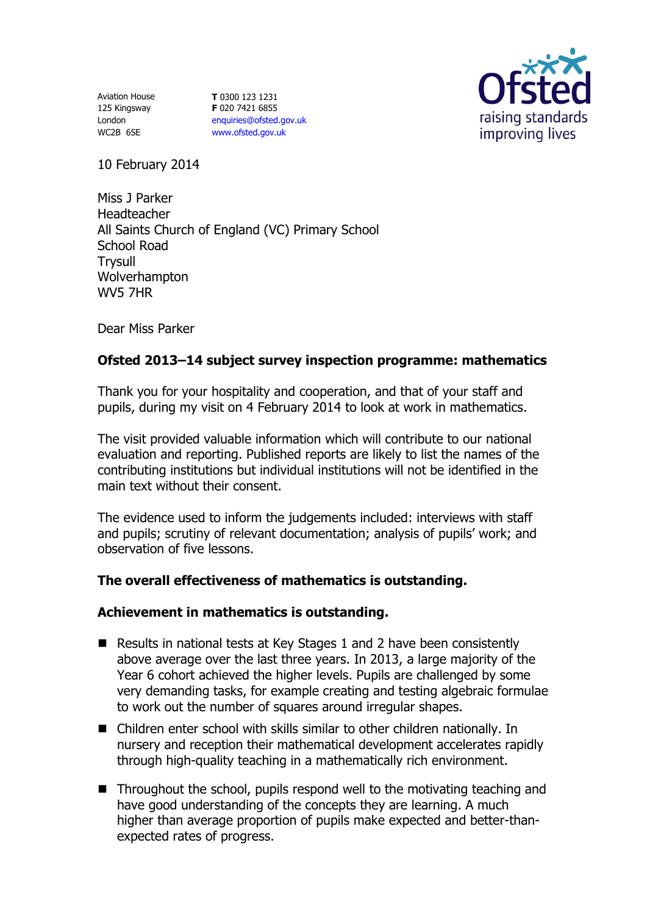Aviation House
125 Kingsway
London
WC2B 6SE

**T** 0300 123 1231
**F** 020 7421 6855
enquiries@ofsted.gov.uk
www.ofsted.gov.uk

10 February 2014

Miss J Parker
Headteacher
All Saints Church of England (VC) Primary School
School Road
Trysull
Wolverhampton
WV5 7HR

Dear Miss Parker

**Ofsted 2013–14 subject survey inspection programme: mathematics**

Thank you for your hospitality and cooperation, and that of your staff and pupils, during my visit on 4 February 2014 to look at work in mathematics.

The visit provided valuable information which will contribute to our national evaluation and reporting. Published reports are likely to list the names of the contributing institutions but individual institutions will not be identified in the main text without their consent.

The evidence used to inform the judgements included: interviews with staff and pupils; scrutiny of relevant documentation; analysis of pupils' work; and observation of five lessons.

**The overall effectiveness of mathematics is outstanding.**

**Achievement in mathematics is outstanding.**

- Results in national tests at Key Stages 1 and 2 have been consistently above average over the last three years. In 2013, a large majority of the Year 6 cohort achieved the higher levels. Pupils are challenged by some very demanding tasks, for example creating and testing algebraic formulae to work out the number of squares around irregular shapes.
- Children enter school with skills similar to other children nationally. In nursery and reception their mathematical development accelerates rapidly through high-quality teaching in a mathematically rich environment.
- Throughout the school, pupils respond well to the motivating teaching and have good understanding of the concepts they are learning. A much higher than average proportion of pupils make expected and better-than-expected rates of progress.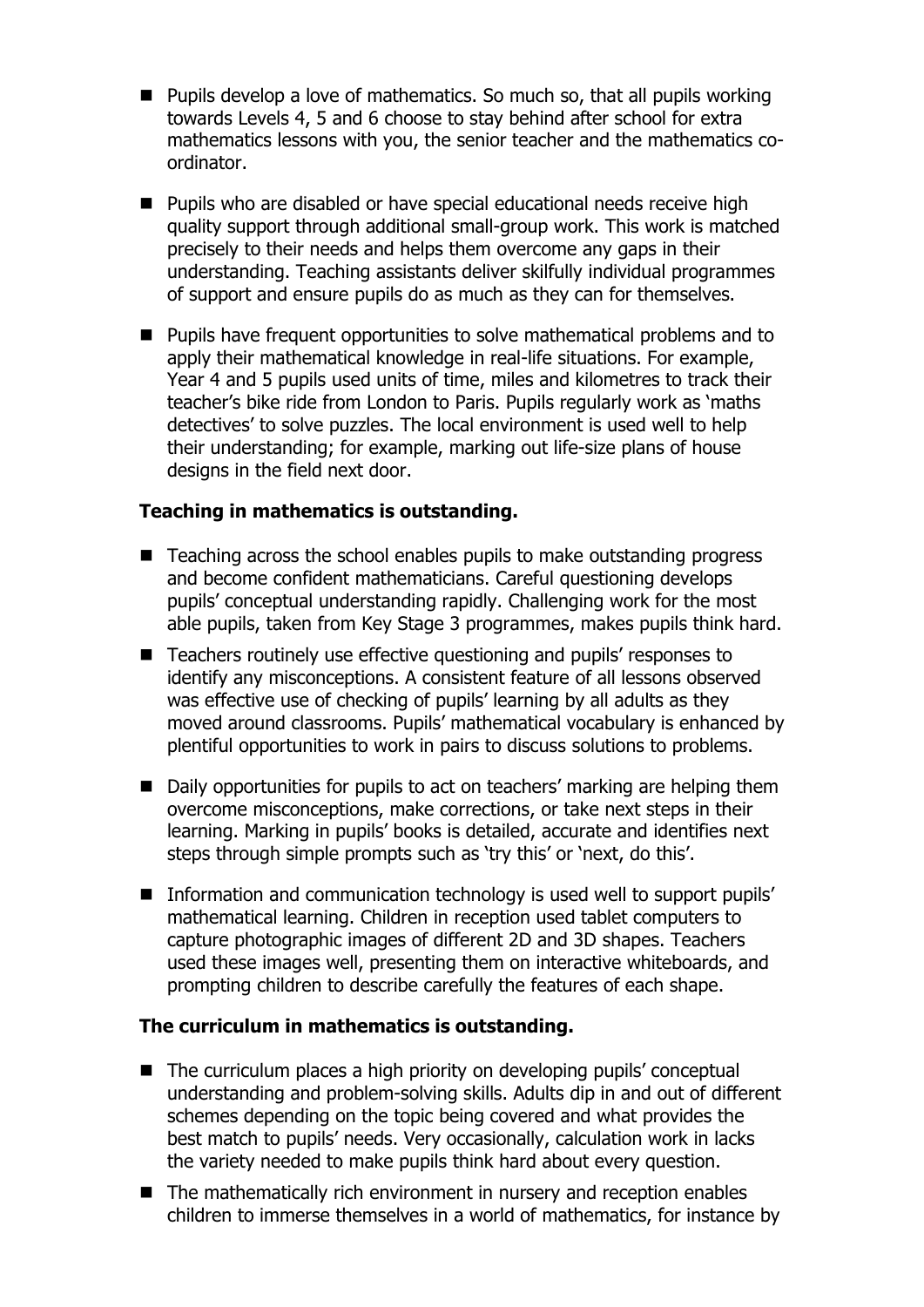- Pupils develop a love of mathematics. So much so, that all pupils working towards Levels 4, 5 and 6 choose to stay behind after school for extra mathematics lessons with you, the senior teacher and the mathematics co-ordinator.
- Pupils who are disabled or have special educational needs receive high quality support through additional small-group work. This work is matched precisely to their needs and helps them overcome any gaps in their understanding. Teaching assistants deliver skilfully individual programmes of support and ensure pupils do as much as they can for themselves.
- Pupils have frequent opportunities to solve mathematical problems and to apply their mathematical knowledge in real-life situations. For example, Year 4 and 5 pupils used units of time, miles and kilometres to track their teacher's bike ride from London to Paris. Pupils regularly work as 'maths detectives' to solve puzzles. The local environment is used well to help their understanding; for example, marking out life-size plans of house designs in the field next door.

**Teaching in mathematics is outstanding.**

- Teaching across the school enables pupils to make outstanding progress and become confident mathematicians. Careful questioning develops pupils' conceptual understanding rapidly. Challenging work for the most able pupils, taken from Key Stage 3 programmes, makes pupils think hard.
- Teachers routinely use effective questioning and pupils' responses to identify any misconceptions. A consistent feature of all lessons observed was effective use of checking of pupils' learning by all adults as they moved around classrooms. Pupils' mathematical vocabulary is enhanced by plentiful opportunities to work in pairs to discuss solutions to problems.
- Daily opportunities for pupils to act on teachers' marking are helping them overcome misconceptions, make corrections, or take next steps in their learning. Marking in pupils' books is detailed, accurate and identifies next steps through simple prompts such as 'try this' or 'next, do this'.
- Information and communication technology is used well to support pupils' mathematical learning. Children in reception used tablet computers to capture photographic images of different 2D and 3D shapes. Teachers used these images well, presenting them on interactive whiteboards, and prompting children to describe carefully the features of each shape.

**The curriculum in mathematics is outstanding.**

- The curriculum places a high priority on developing pupils' conceptual understanding and problem-solving skills. Adults dip in and out of different schemes depending on the topic being covered and what provides the best match to pupils' needs. Very occasionally, calculation work in lacks the variety needed to make pupils think hard about every question.
- The mathematically rich environment in nursery and reception enables children to immerse themselves in a world of mathematics, for instance by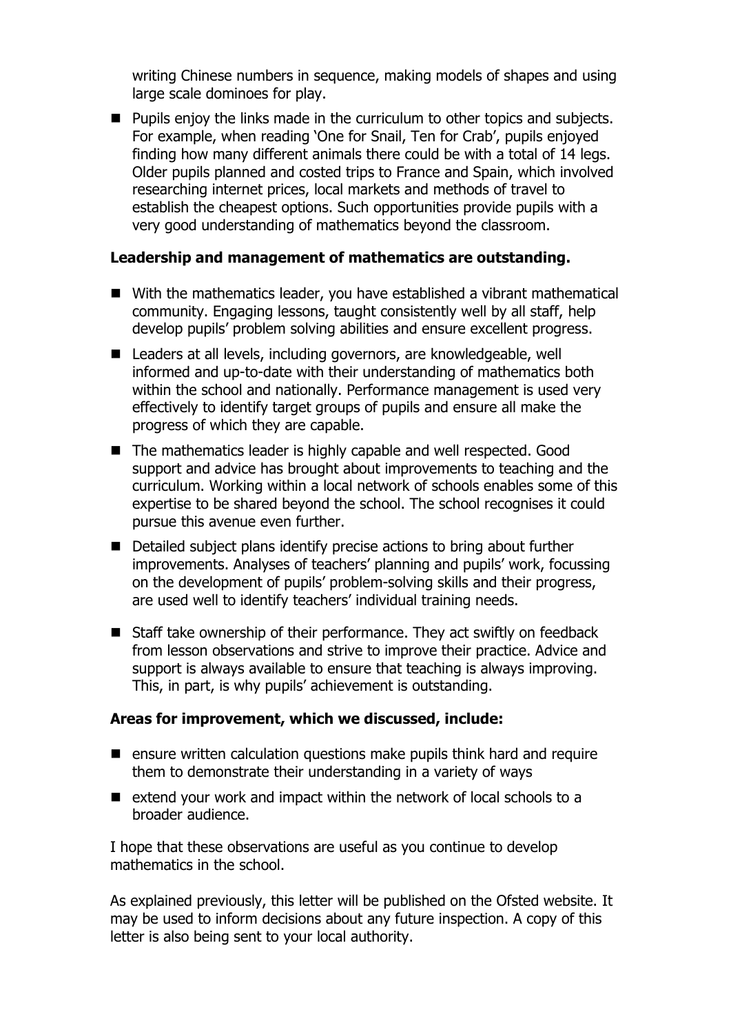writing Chinese numbers in sequence, making models of shapes and using large scale dominoes for play.

- Pupils enjoy the links made in the curriculum to other topics and subjects. For example, when reading 'One for Snail, Ten for Crab', pupils enjoyed finding how many different animals there could be with a total of 14 legs. Older pupils planned and costed trips to France and Spain, which involved researching internet prices, local markets and methods of travel to establish the cheapest options. Such opportunities provide pupils with a very good understanding of mathematics beyond the classroom.

**Leadership and management of mathematics are outstanding.**

- With the mathematics leader, you have established a vibrant mathematical community. Engaging lessons, taught consistently well by all staff, help develop pupils' problem solving abilities and ensure excellent progress.
- Leaders at all levels, including governors, are knowledgeable, well informed and up-to-date with their understanding of mathematics both within the school and nationally. Performance management is used very effectively to identify target groups of pupils and ensure all make the progress of which they are capable.
- The mathematics leader is highly capable and well respected. Good support and advice has brought about improvements to teaching and the curriculum. Working within a local network of schools enables some of this expertise to be shared beyond the school. The school recognises it could pursue this avenue even further.
- Detailed subject plans identify precise actions to bring about further improvements. Analyses of teachers' planning and pupils' work, focussing on the development of pupils' problem-solving skills and their progress, are used well to identify teachers' individual training needs.
- Staff take ownership of their performance. They act swiftly on feedback from lesson observations and strive to improve their practice. Advice and support is always available to ensure that teaching is always improving. This, in part, is why pupils' achievement is outstanding.

**Areas for improvement, which we discussed, include:**

- ensure written calculation questions make pupils think hard and require them to demonstrate their understanding in a variety of ways
- extend your work and impact within the network of local schools to a broader audience.

I hope that these observations are useful as you continue to develop mathematics in the school.

As explained previously, this letter will be published on the Ofsted website. It may be used to inform decisions about any future inspection. A copy of this letter is also being sent to your local authority.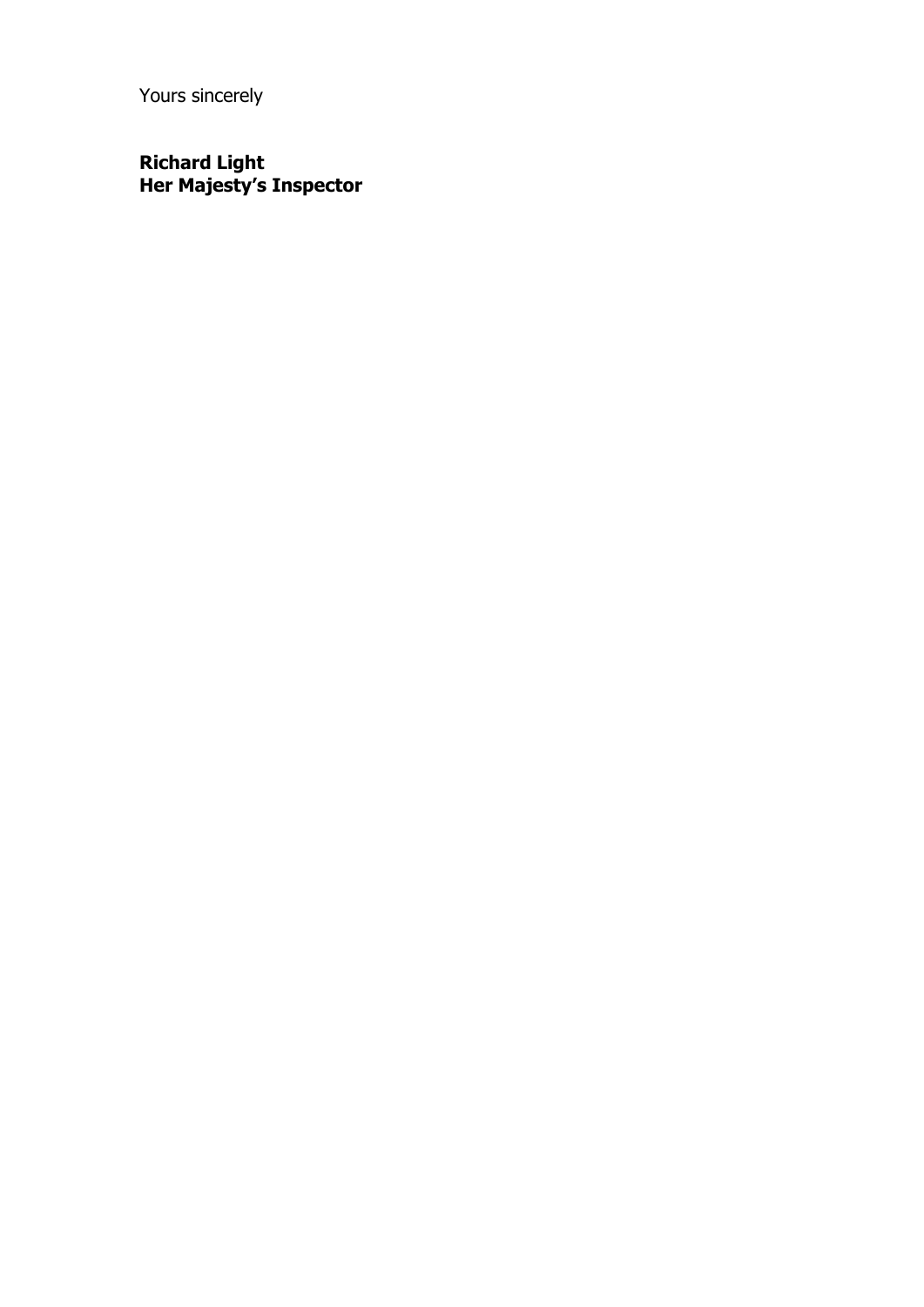Yours sincerely

**Richard Light**
**Her Majesty's Inspector**